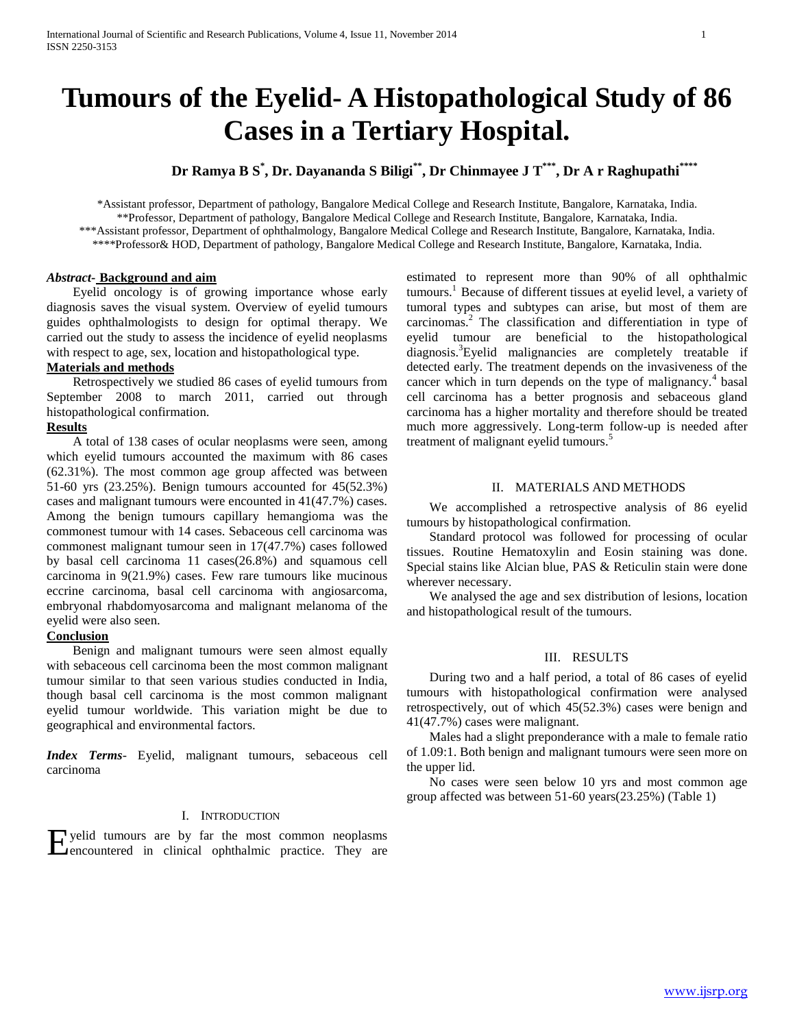# Tumours of the Eyelid- A Histopathological Study of 86 Cases in a Tertiary Hospital.

**Dr Ramya B S[*], Dr. Dayananda S Biligi[**], Dr Chinmayee J T[***], Dr A r Raghupathi[****]**

*Assistant professor, Department of pathology, Bangalore Medical College and Research Institute, Bangalore, Karnataka, India.
**Professor, Department of pathology, Bangalore Medical College and Research Institute, Bangalore, Karnataka, India.
***Assistant professor, Department of ophthalmology, Bangalore Medical College and Research Institute, Bangalore, Karnataka, India.
****Professor& HOD, Department of pathology, Bangalore Medical College and Research Institute, Bangalore, Karnataka, India.

***Abstract-* Background and aim**

Eyelid oncology is of growing importance whose early diagnosis saves the visual system. Overview of eyelid tumours guides ophthalmologists to design for optimal therapy. We carried out the study to assess the incidence of eyelid neoplasms with respect to age, sex, location and histopathological type.

**Materials and methods**

Retrospectively we studied 86 cases of eyelid tumours from September 2008 to march 2011, carried out through histopathological confirmation.

**Results**

A total of 138 cases of ocular neoplasms were seen, among which eyelid tumours accounted the maximum with 86 cases (62.31%). The most common age group affected was between 51-60 yrs (23.25%). Benign tumours accounted for 45(52.3%) cases and malignant tumours were encounted in 41(47.7%) cases. Among the benign tumours capillary hemangioma was the commonest tumour with 14 cases. Sebaceous cell carcinoma was commonest malignant tumour seen in 17(47.7%) cases followed by basal cell carcinoma 11 cases(26.8%) and squamous cell carcinoma in 9(21.9%) cases. Few rare tumours like mucinous eccrine carcinoma, basal cell carcinoma with angiosarcoma, embryonal rhabdomyosarcoma and malignant melanoma of the eyelid were also seen.

**Conclusion**

Benign and malignant tumours were seen almost equally with sebaceous cell carcinoma been the most common malignant tumour similar to that seen various studies conducted in India, though basal cell carcinoma is the most common malignant eyelid tumour worldwide. This variation might be due to geographical and environmental factors.

***Index Terms*-** Eyelid, malignant tumours, sebaceous cell carcinoma

## I. Introduction

Eyelid tumours are by far the most common neoplasms encountered in clinical ophthalmic practice. They are estimated to represent more than 90% of all ophthalmic tumours.[1] Because of different tissues at eyelid level, a variety of tumoral types and subtypes can arise, but most of them are carcinomas.[2] The classification and differentiation in type of eyelid tumour are beneficial to the histopathological diagnosis.[3]Eyelid malignancies are completely treatable if detected early. The treatment depends on the invasiveness of the cancer which in turn depends on the type of malignancy.[4] basal cell carcinoma has a better prognosis and sebaceous gland carcinoma has a higher mortality and therefore should be treated much more aggressively. Long-term follow-up is needed after treatment of malignant eyelid tumours.[5]

## II. Materials and Methods

We accomplished a retrospective analysis of 86 eyelid tumours by histopathological confirmation.

Standard protocol was followed for processing of ocular tissues. Routine Hematoxylin and Eosin staining was done. Special stains like Alcian blue, PAS & Reticulin stain were done wherever necessary.

We analysed the age and sex distribution of lesions, location and histopathological result of the tumours.

## III. Results

During two and a half period, a total of 86 cases of eyelid tumours with histopathological confirmation were analysed retrospectively, out of which 45(52.3%) cases were benign and 41(47.7%) cases were malignant.

Males had a slight preponderance with a male to female ratio of 1.09:1. Both benign and malignant tumours were seen more on the upper lid.

No cases were seen below 10 yrs and most common age group affected was between 51-60 years(23.25%) (Table 1)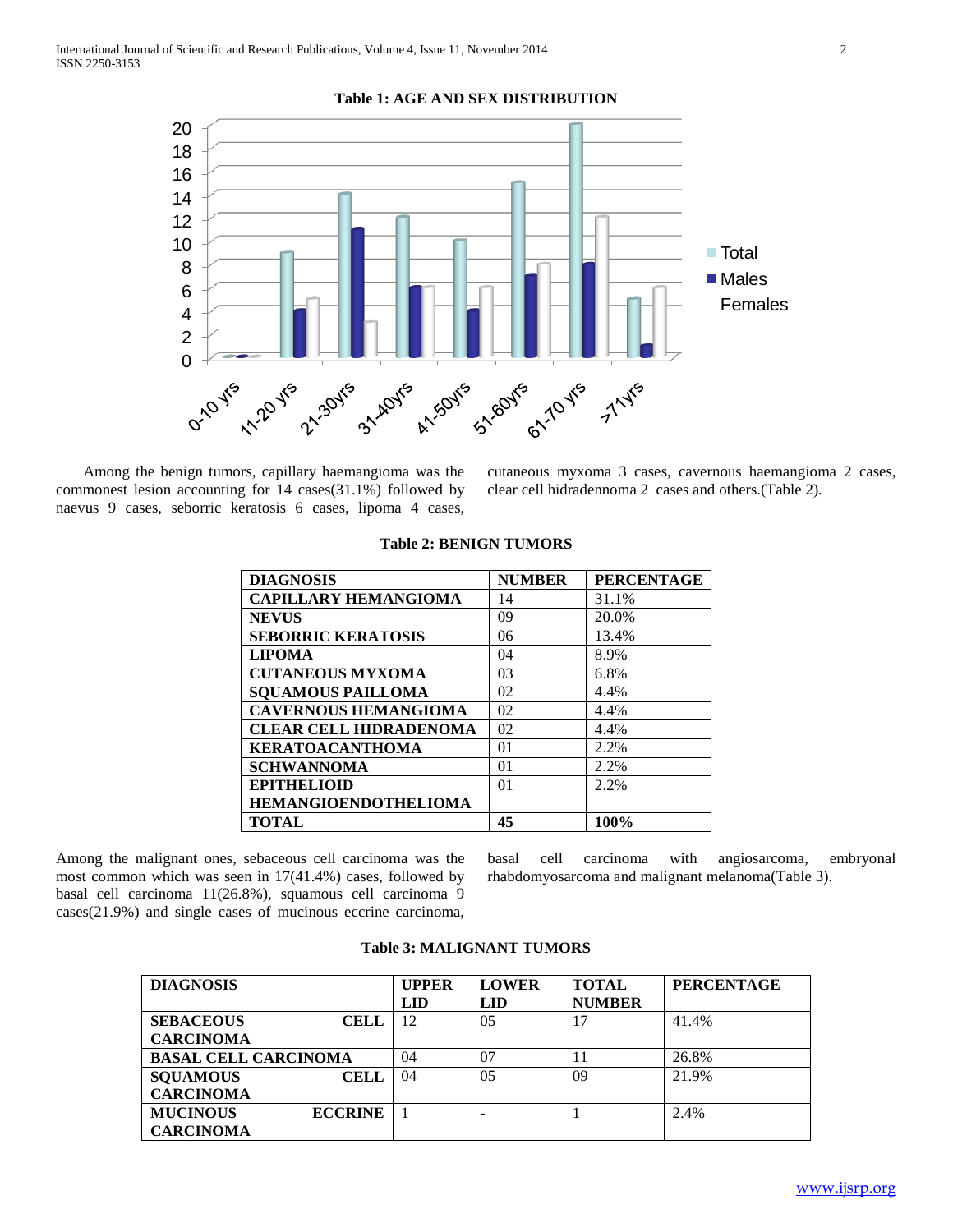**Table 1: AGE AND SEX DISTRIBUTION**

Among the benign tumors, capillary haemangioma was the commonest lesion accounting for 14 cases(31.1%) followed by naevus 9 cases, seborric keratosis 6 cases, lipoma 4 cases, cutaneous myxoma 3 cases, cavernous haemangioma 2 cases, clear cell hidradennoma 2 cases and others.(Table 2).

**Table 2: BENIGN TUMORS**

| DIAGNOSIS | NUMBER | PERCENTAGE |
| --- | --- | --- |
| CAPILLARY HEMANGIOMA | 14 | 31.1% |
| NEVUS | 09 | 20.0% |
| SEBORRIC KERATOSIS | 06 | 13.4% |
| LIPOMA | 04 | 8.9% |
| CUTANEOUS MYXOMA | 03 | 6.8% |
| SQUAMOUS PAILLOMA | 02 | 4.4% |
| CAVERNOUS HEMANGIOMA | 02 | 4.4% |
| CLEAR CELL HIDRADENOMA | 02 | 4.4% |
| KERATOACANTHOMA | 01 | 2.2% |
| SCHWANNOMA | 01 | 2.2% |
| EPITHELIOID HEMANGIOENDOTHELIOMA | 01 | 2.2% |
| **TOTAL** | **45** | **100%** |

Among the malignant ones, sebaceous cell carcinoma was the most common which was seen in 17(41.4%) cases, followed by basal cell carcinoma 11(26.8%), squamous cell carcinoma 9 cases(21.9%) and single cases of mucinous eccrine carcinoma, basal cell carcinoma with angiosarcoma, embryonal rhabdomyosarcoma and malignant melanoma(Table 3).

**Table 3: MALIGNANT TUMORS**

| DIAGNOSIS | UPPER LID | LOWER LID | TOTAL NUMBER | PERCENTAGE |
| --- | --- | --- | --- | --- |
| SEBACEOUS CELL CARCINOMA | 12 | 05 | 17 | 41.4% |
| BASAL CELL CARCINOMA | 04 | 07 | 11 | 26.8% |
| SQUAMOUS CELL CARCINOMA | 04 | 05 | 09 | 21.9% |
| MUCINOUS ECCRINE CARCINOMA | 1 | - | 1 | 2.4% |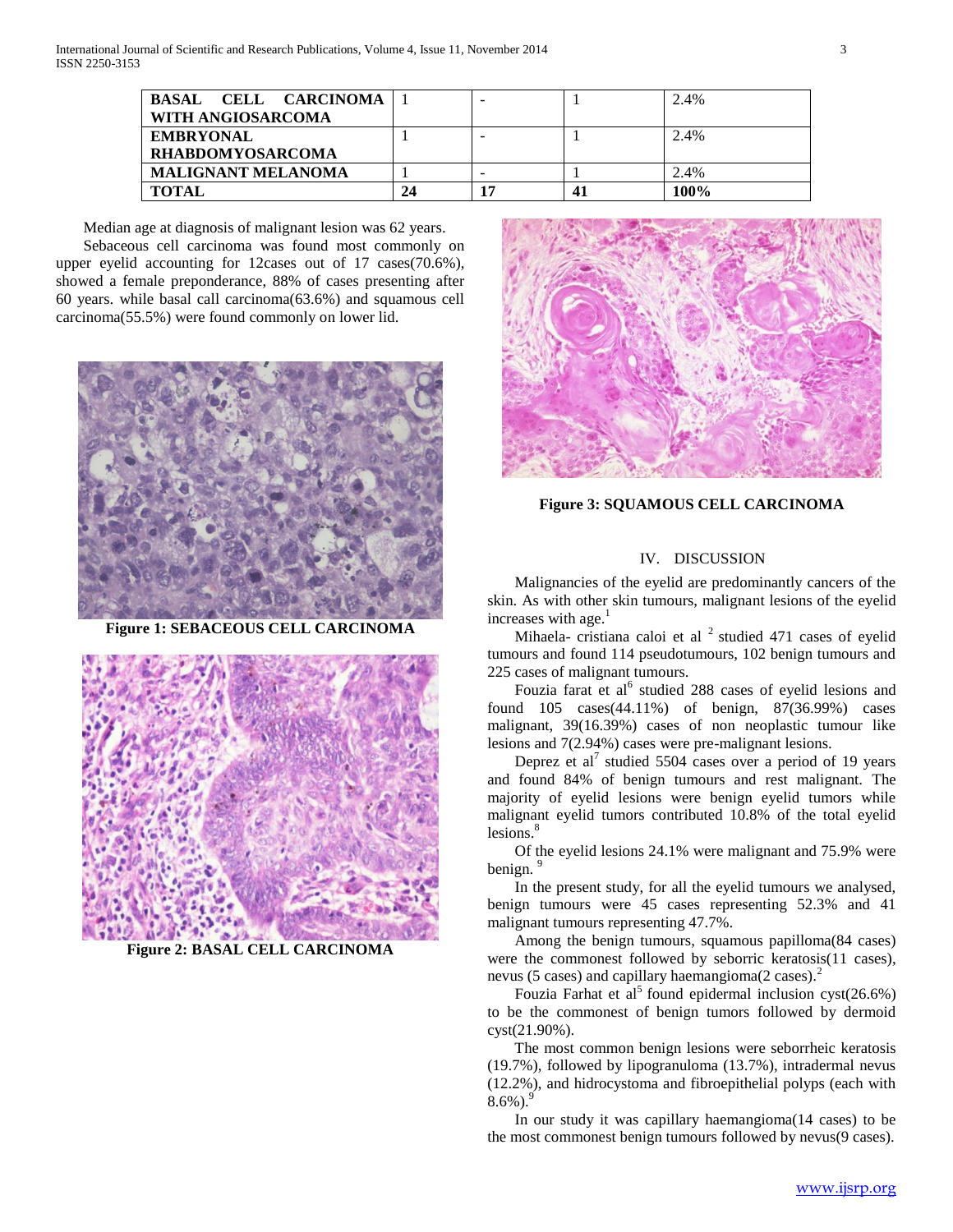| BASAL CELL CARCINOMA WITH ANGIOSARCOMA | 1 | - | 1 | 2.4% |
|---|---|---|---|---|
| EMBRYONAL RHABDOMYOSARCOMA | 1 | - | 1 | 2.4% |
| MALIGNANT MELANOMA | 1 | - | 1 | 2.4% |
| **TOTAL** | **24** | **17** | **41** | **100%** |

Median age at diagnosis of malignant lesion was 62 years.

Sebaceous cell carcinoma was found most commonly on upper eyelid accounting for 12cases out of 17 cases(70.6%), showed a female preponderance, 88% of cases presenting after 60 years. while basal call carcinoma(63.6%) and squamous cell carcinoma(55.5%) were found commonly on lower lid.

**Figure 1: SEBACEOUS CELL CARCINOMA**

**Figure 2: BASAL CELL CARCINOMA**

**Figure 3: SQUAMOUS CELL CARCINOMA**

## IV. DISCUSSION

Malignancies of the eyelid are predominantly cancers of the skin. As with other skin tumours, malignant lesions of the eyelid increases with age.[1]

Mihaela- cristiana caloi et al [2] studied 471 cases of eyelid tumours and found 114 pseudotumours, 102 benign tumours and 225 cases of malignant tumours.

Fouzia farat et al[6] studied 288 cases of eyelid lesions and found 105 cases(44.11%) of benign, 87(36.99%) cases malignant, 39(16.39%) cases of non neoplastic tumour like lesions and 7(2.94%) cases were pre-malignant lesions.

Deprez et al[7] studied 5504 cases over a period of 19 years and found 84% of benign tumours and rest malignant. The majority of eyelid lesions were benign eyelid tumors while malignant eyelid tumors contributed 10.8% of the total eyelid lesions.[8]

Of the eyelid lesions 24.1% were malignant and 75.9% were benign. [9]

In the present study, for all the eyelid tumours we analysed, benign tumours were 45 cases representing 52.3% and 41 malignant tumours representing 47.7%.

Among the benign tumours, squamous papilloma(84 cases) were the commonest followed by seborric keratosis(11 cases), nevus (5 cases) and capillary haemangioma(2 cases).[2]

Fouzia Farhat et al[5] found epidermal inclusion cyst(26.6%) to be the commonest of benign tumors followed by dermoid cyst(21.90%).

The most common benign lesions were seborrheic keratosis (19.7%), followed by lipogranuloma (13.7%), intradermal nevus (12.2%), and hidrocystoma and fibroepithelial polyps (each with 8.6%).[9]

In our study it was capillary haemangioma(14 cases) to be the most commonest benign tumours followed by nevus(9 cases).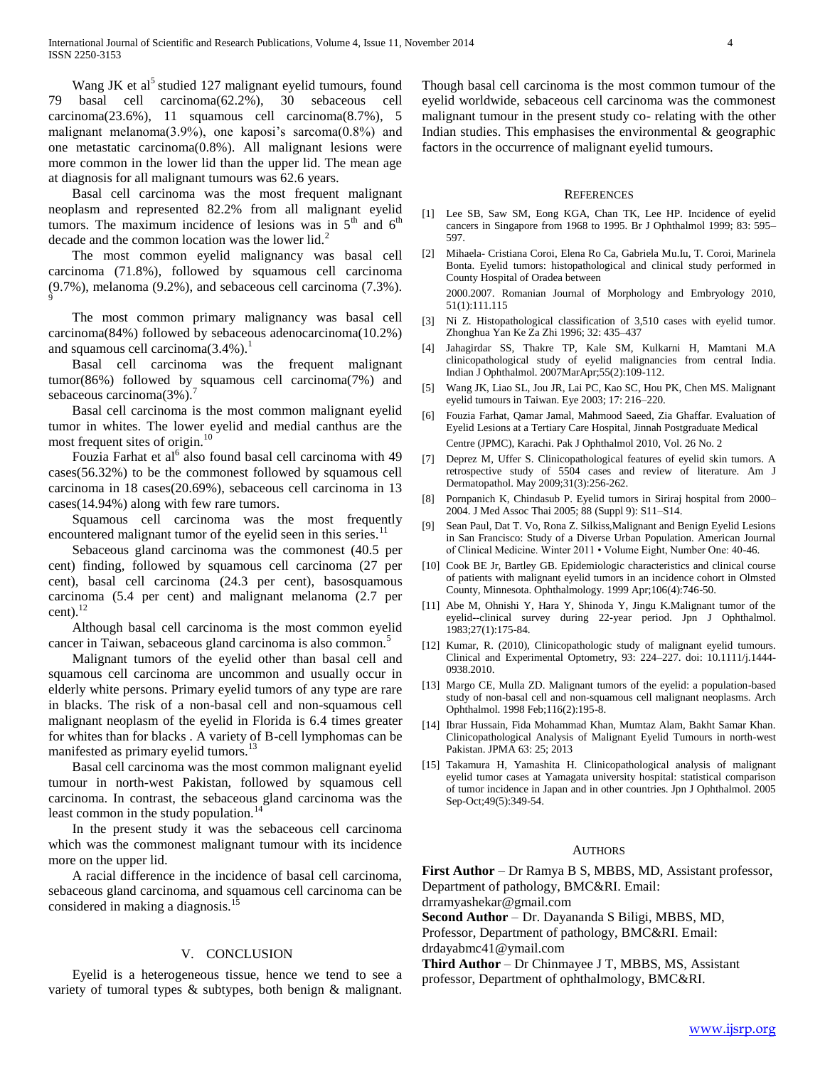Wang JK et al[5] studied 127 malignant eyelid tumours, found 79 basal cell carcinoma(62.2%), 30 sebaceous cell carcinoma(23.6%), 11 squamous cell carcinoma(8.7%), 5 malignant melanoma(3.9%), one kaposi's sarcoma(0.8%) and one metastatic carcinoma(0.8%). All malignant lesions were more common in the lower lid than the upper lid. The mean age at diagnosis for all malignant tumours was 62.6 years.

Basal cell carcinoma was the most frequent malignant neoplasm and represented 82.2% from all malignant eyelid tumors. The maximum incidence of lesions was in $5^{th}$ and $6^{th}$ decade and the common location was the lower lid.[2]

The most common eyelid malignancy was basal cell carcinoma (71.8%), followed by squamous cell carcinoma (9.7%), melanoma (9.2%), and sebaceous cell carcinoma (7.3%).[9]

The most common primary malignancy was basal cell carcinoma(84%) followed by sebaceous adenocarcinoma(10.2%) and squamous cell carcinoma(3.4%).[1]

Basal cell carcinoma was the frequent malignant tumor(86%) followed by squamous cell carcinoma(7%) and sebaceous carcinoma(3%).[7]

Basal cell carcinoma is the most common malignant eyelid tumor in whites. The lower eyelid and medial canthus are the most frequent sites of origin.[10]

Fouzia Farhat et al[6] also found basal cell carcinoma with 49 cases(56.32%) to be the commonest followed by squamous cell carcinoma in 18 cases(20.69%), sebaceous cell carcinoma in 13 cases(14.94%) along with few rare tumors.

Squamous cell carcinoma was the most frequently encountered malignant tumor of the eyelid seen in this series.[11]

Sebaceous gland carcinoma was the commonest (40.5 per cent) finding, followed by squamous cell carcinoma (27 per cent), basal cell carcinoma (24.3 per cent), basosquamous carcinoma (5.4 per cent) and malignant melanoma (2.7 per cent).[12]

Although basal cell carcinoma is the most common eyelid cancer in Taiwan, sebaceous gland carcinoma is also common.[5]

Malignant tumors of the eyelid other than basal cell and squamous cell carcinoma are uncommon and usually occur in elderly white persons. Primary eyelid tumors of any type are rare in blacks. The risk of a non-basal cell and non-squamous cell malignant neoplasm of the eyelid in Florida is 6.4 times greater for whites than for blacks . A variety of B-cell lymphomas can be manifested as primary eyelid tumors.[13]

Basal cell carcinoma was the most common malignant eyelid tumour in north-west Pakistan, followed by squamous cell carcinoma. In contrast, the sebaceous gland carcinoma was the least common in the study population.[14]

In the present study it was the sebaceous cell carcinoma which was the commonest malignant tumour with its incidence more on the upper lid.

A racial difference in the incidence of basal cell carcinoma, sebaceous gland carcinoma, and squamous cell carcinoma can be considered in making a diagnosis.[15]

## V. CONCLUSION

Eyelid is a heterogeneous tissue, hence we tend to see a variety of tumoral types & subtypes, both benign & malignant. Though basal cell carcinoma is the most common tumour of the eyelid worldwide, sebaceous cell carcinoma was the commonest malignant tumour in the present study co- relating with the other Indian studies. This emphasises the environmental & geographic factors in the occurrence of malignant eyelid tumours.

## REFERENCES

[1] Lee SB, Saw SM, Eong KGA, Chan TK, Lee HP. Incidence of eyelid cancers in Singapore from 1968 to 1995. Br J Ophthalmol 1999; 83: 595–597.

[2] Mihaela- Cristiana Coroi, Elena Ro Ca, Gabriela Mu.Iu, T. Coroi, Marinela Bonta. Eyelid tumors: histopathological and clinical study performed in County Hospital of Oradea between 2000.2007. Romanian Journal of Morphology and Embryology 2010, 51(1):111.115

[3] Ni Z. Histopathological classification of 3,510 cases with eyelid tumor. Zhonghua Yan Ke Za Zhi 1996; 32: 435–437

[4] Jahagirdar SS, Thakre TP, Kale SM, Kulkarni H, Mamtani M.A clinicopathological study of eyelid malignancies from central India. Indian J Ophthalmol. 2007MarApr;55(2):109-112.

[5] Wang JK, Liao SL, Jou JR, Lai PC, Kao SC, Hou PK, Chen MS. Malignant eyelid tumours in Taiwan. Eye 2003; 17: 216–220.

[6] Fouzia Farhat, Qamar Jamal, Mahmood Saeed, Zia Ghaffar. Evaluation of Eyelid Lesions at a Tertiary Care Hospital, Jinnah Postgraduate Medical Centre (JPMC), Karachi. Pak J Ophthalmol 2010, Vol. 26 No. 2

[7] Deprez M, Uffer S. Clinicopathological features of eyelid skin tumors. A retrospective study of 5504 cases and review of literature. Am J Dermatopathol. May 2009;31(3):256-262.

[8] Pornpanich K, Chindasub P. Eyelid tumors in Siriraj hospital from 2000–2004. J Med Assoc Thai 2005; 88 (Suppl 9): S11–S14.

[9] Sean Paul, Dat T. Vo, Rona Z. Silkiss,Malignant and Benign Eyelid Lesions in San Francisco: Study of a Diverse Urban Population. American Journal of Clinical Medicine. Winter 2011 • Volume Eight, Number One: 40-46.

[10] Cook BE Jr, Bartley GB. Epidemiologic characteristics and clinical course of patients with malignant eyelid tumors in an incidence cohort in Olmsted County, Minnesota. Ophthalmology. 1999 Apr;106(4):746-50.

[11] Abe M, Ohnishi Y, Hara Y, Shinoda Y, Jingu K.Malignant tumor of the eyelid--clinical survey during 22-year period. Jpn J Ophthalmol. 1983;27(1):175-84.

[12] Kumar, R. (2010), Clinicopathologic study of malignant eyelid tumours. Clinical and Experimental Optometry, 93: 224–227. doi: 10.1111/j.1444-0938.2010.

[13] Margo CE, Mulla ZD. Malignant tumors of the eyelid: a population-based study of non-basal cell and non-squamous cell malignant neoplasms. Arch Ophthalmol. 1998 Feb;116(2):195-8.

[14] Ibrar Hussain, Fida Mohammad Khan, Mumtaz Alam, Bakht Samar Khan. Clinicopathological Analysis of Malignant Eyelid Tumours in north-west Pakistan. JPMA 63: 25; 2013

[15] Takamura H, Yamashita H. Clinicopathological analysis of malignant eyelid tumor cases at Yamagata university hospital: statistical comparison of tumor incidence in Japan and in other countries. Jpn J Ophthalmol. 2005 Sep-Oct;49(5):349-54.

## AUTHORS

**First Author** – Dr Ramya B S, MBBS, MD, Assistant professor, Department of pathology, BMC&RI. Email: drramyashekar@gmail.com

**Second Author** – Dr. Dayananda S Biligi, MBBS, MD, Professor, Department of pathology, BMC&RI. Email: drdayabmc41@ymail.com

**Third Author** – Dr Chinmayee J T, MBBS, MS, Assistant professor, Department of ophthalmology, BMC&RI.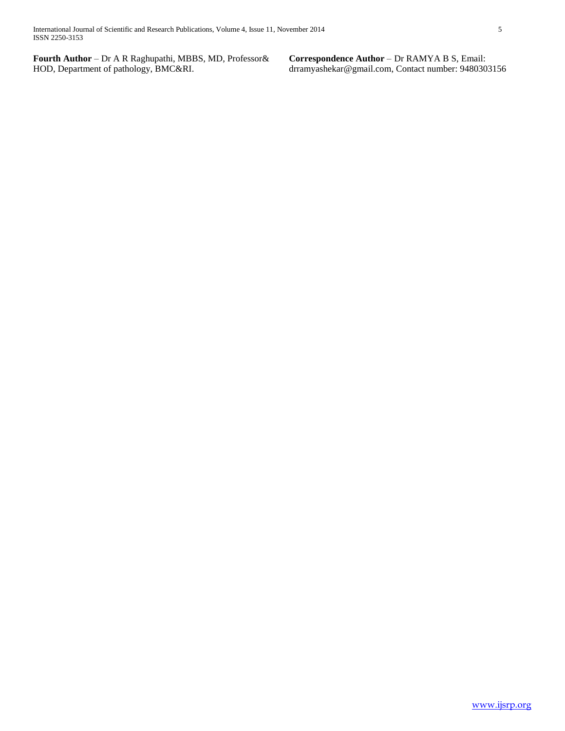**Fourth Author** – Dr A R Raghupathi, MBBS, MD, Professor& HOD, Department of pathology, BMC&RI.

**Correspondence Author** – Dr RAMYA B S, Email: drramyashekar@gmail.com, Contact number: 9480303156